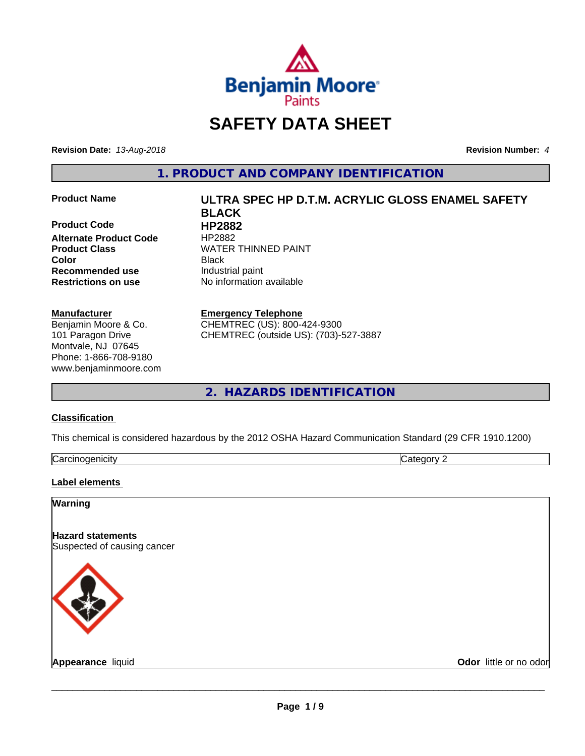Benjamin Moore Paints

# SAFETY DATA SHEET

**Revision Date:** *13-Aug-2018* **Revision Number:** *4*

## 1. PRODUCT AND COMPANY IDENTIFICATION

| | |
|---|---|
| **Product Name** | **ULTRA SPEC HP D.T.M. ACRYLIC GLOSS ENAMEL SAFETY BLACK** |
| **Product Code** | **HP2882** |
| **Alternate Product Code** | HP2882 |
| **Product Class** | WATER THINNED PAINT |
| **Color** | Black |
| **Recommended use** | Industrial paint |
| **Restrictions on use** | No information available |

**Manufacturer**
Benjamin Moore & Co.
101 Paragon Drive
Montvale, NJ 07645
Phone: 1-866-708-9180
www.benjaminmoore.com

**Emergency Telephone**
CHEMTREC (US): 800-424-9300
CHEMTREC (outside US): (703)-527-3887

## 2. HAZARDS IDENTIFICATION

### Classification

This chemical is considered hazardous by the 2012 OSHA Hazard Communication Standard (29 CFR 1910.1200)

| Carcinogenicity | Category 2 |
|---|---|

### Label elements

**Warning**

**Hazard statements**
Suspected of causing cancer

**Appearance** liquid **Odor** little or no odor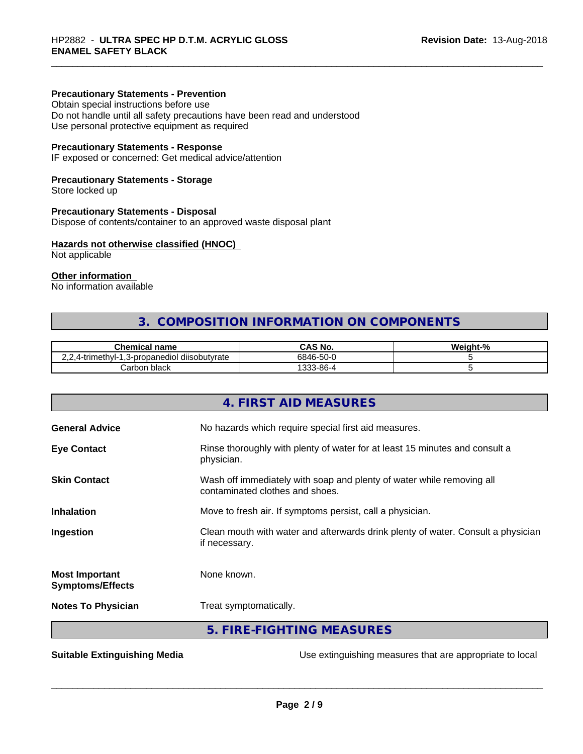**Precautionary Statements - Prevention**
Obtain special instructions before use
Do not handle until all safety precautions have been read and understood
Use personal protective equipment as required

**Precautionary Statements - Response**
IF exposed or concerned: Get medical advice/attention

**Precautionary Statements - Storage**
Store locked up

**Precautionary Statements - Disposal**
Dispose of contents/container to an approved waste disposal plant

**Hazards not otherwise classified (HNOC)**
Not applicable

**Other information**
No information available

## 3. COMPOSITION INFORMATION ON COMPONENTS

| Chemical name | CAS No. | Weight-% |
|---|---|---|
| 2,2,4-trimethyl-1,3-propanediol diisobutyrate | 6846-50-0 | 5 |
| Carbon black | 1333-86-4 | 5 |

## 4. FIRST AID MEASURES

**General Advice** No hazards which require special first aid measures.

**Eye Contact** Rinse thoroughly with plenty of water for at least 15 minutes and consult a physician.

**Skin Contact** Wash off immediately with soap and plenty of water while removing all contaminated clothes and shoes.

**Inhalation** Move to fresh air. If symptoms persist, call a physician.

**Ingestion** Clean mouth with water and afterwards drink plenty of water. Consult a physician if necessary.

**Most Important Symptoms/Effects** None known.

**Notes To Physician** Treat symptomatically.

## 5. FIRE-FIGHTING MEASURES

**Suitable Extinguishing Media** Use extinguishing measures that are appropriate to local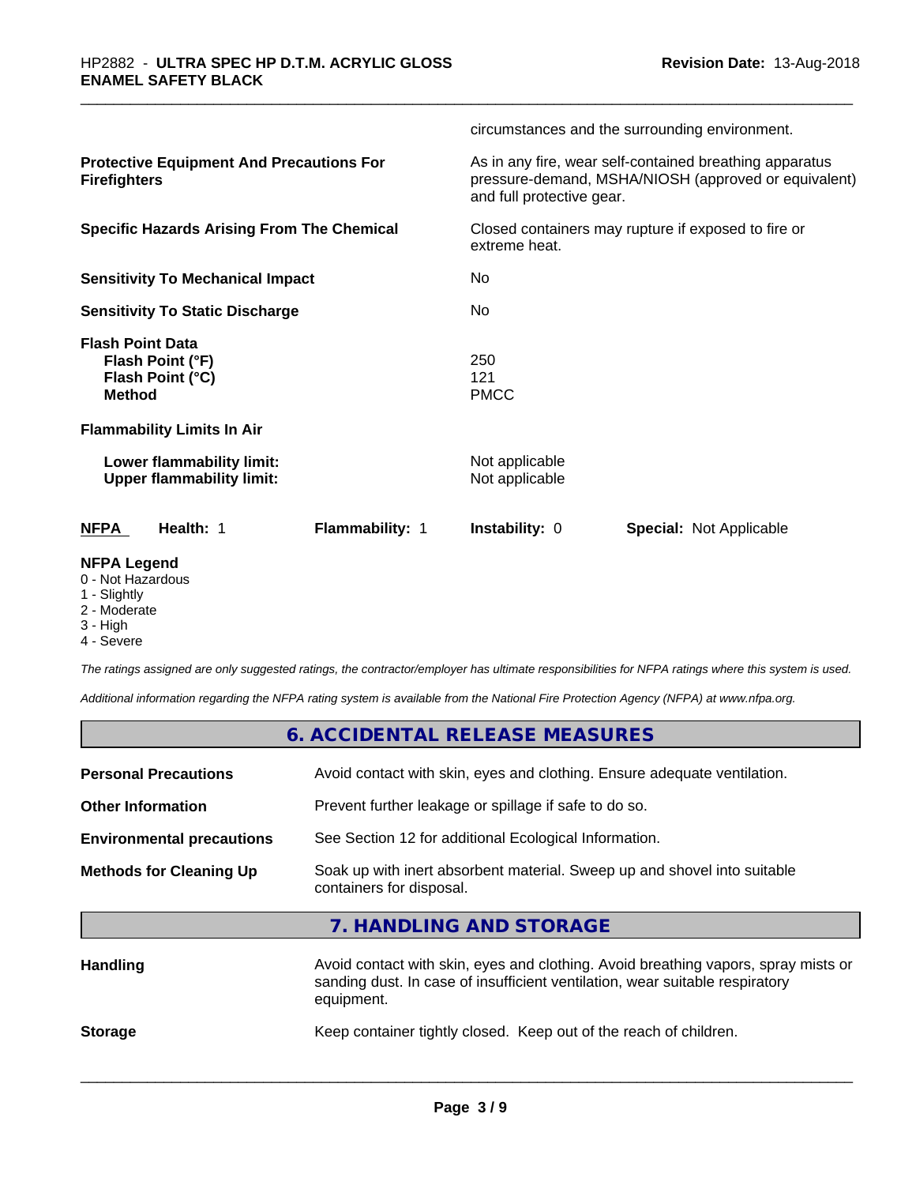circumstances and the surrounding environment.

| | |
|---|---|
| **Protective Equipment And Precautions For Firefighters** | As in any fire, wear self-contained breathing apparatus pressure-demand, MSHA/NIOSH (approved or equivalent) and full protective gear. |
| **Specific Hazards Arising From The Chemical** | Closed containers may rupture if exposed to fire or extreme heat. |
| **Sensitivity To Mechanical Impact** | No |
| **Sensitivity To Static Discharge** | No |
| **Flash Point Data** | |
| **Flash Point (°F)** | 250 |
| **Flash Point (°C)** | 121 |
| **Method** | PMCC |
| **Flammability Limits In Air** | |
| **Lower flammability limit:** | Not applicable |
| **Upper flammability limit:** | Not applicable |

| **NFPA** | **Health:** 1 | **Flammability:** 1 | **Instability:** 0 | **Special:** Not Applicable |
|---|---|---|---|---|

**NFPA Legend**
- 0 - Not Hazardous
- 1 - Slightly
- 2 - Moderate
- 3 - High
- 4 - Severe

*The ratings assigned are only suggested ratings, the contractor/employer has ultimate responsibilities for NFPA ratings where this system is used.*

*Additional information regarding the NFPA rating system is available from the National Fire Protection Agency (NFPA) at www.nfpa.org.*

## 6. ACCIDENTAL RELEASE MEASURES

| | |
|---|---|
| **Personal Precautions** | Avoid contact with skin, eyes and clothing. Ensure adequate ventilation. |
| **Other Information** | Prevent further leakage or spillage if safe to do so. |
| **Environmental precautions** | See Section 12 for additional Ecological Information. |
| **Methods for Cleaning Up** | Soak up with inert absorbent material. Sweep up and shovel into suitable containers for disposal. |

## 7. HANDLING AND STORAGE

| | |
|---|---|
| **Handling** | Avoid contact with skin, eyes and clothing. Avoid breathing vapors, spray mists or sanding dust. In case of insufficient ventilation, wear suitable respiratory equipment. |
| **Storage** | Keep container tightly closed. Keep out of the reach of children. |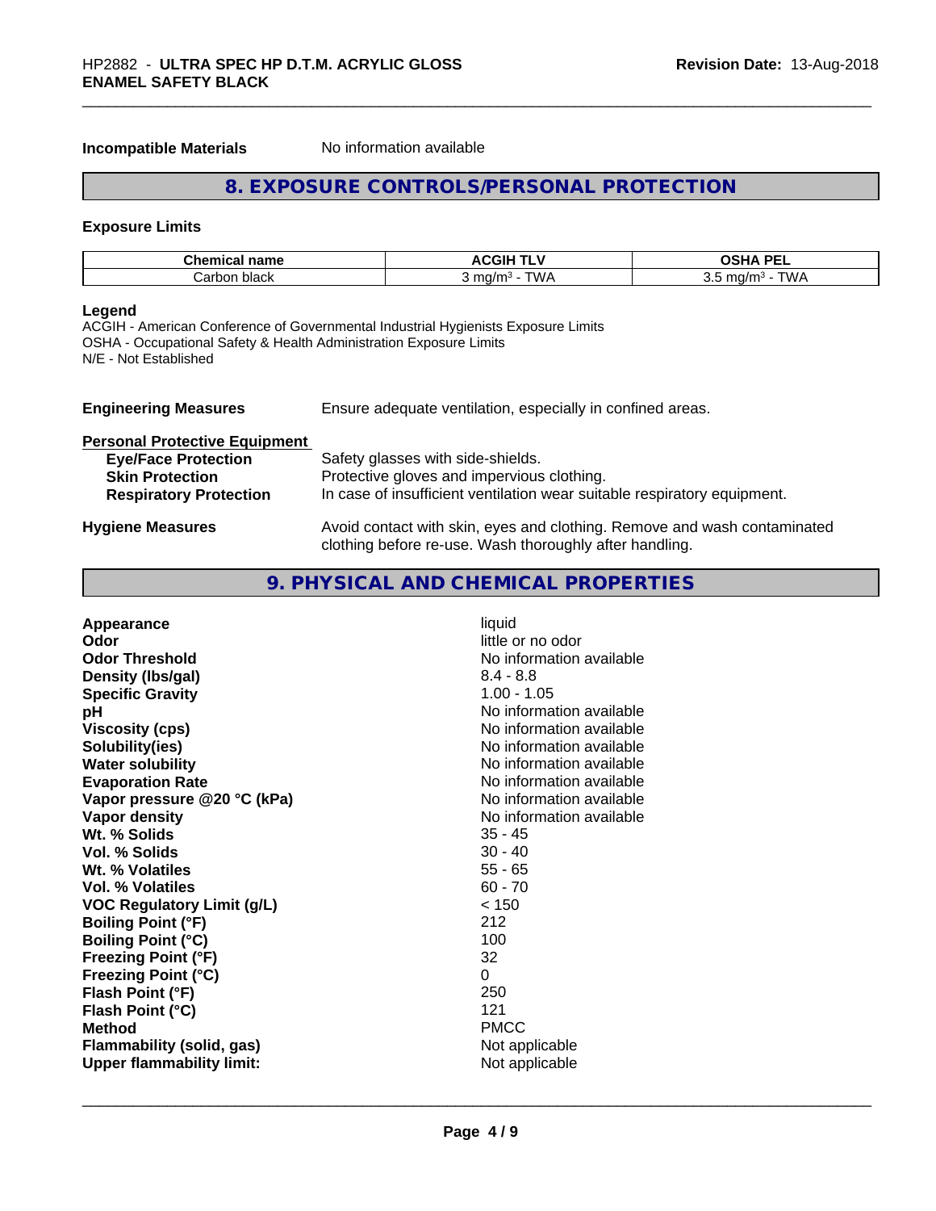**Incompatible Materials** No information available

## 8. EXPOSURE CONTROLS/PERSONAL PROTECTION

### Exposure Limits

| Chemical name | ACGIH TLV | OSHA PEL |
|---|---|---|
| Carbon black | 3 mg/m³ - TWA | 3.5 mg/m³ - TWA |

**Legend**

ACGIH - American Conference of Governmental Industrial Hygienists Exposure Limits
OSHA - Occupational Safety & Health Administration Exposure Limits
N/E - Not Established

**Engineering Measures** Ensure adequate ventilation, especially in confined areas.

**Personal Protective Equipment**

- **Eye/Face Protection** Safety glasses with side-shields.
- **Skin Protection** Protective gloves and impervious clothing.
- **Respiratory Protection** In case of insufficient ventilation wear suitable respiratory equipment.

**Hygiene Measures** Avoid contact with skin, eyes and clothing. Remove and wash contaminated clothing before re-use. Wash thoroughly after handling.

## 9. PHYSICAL AND CHEMICAL PROPERTIES

| | |
|---|---|
| **Appearance** | liquid |
| **Odor** | little or no odor |
| **Odor Threshold** | No information available |
| **Density (lbs/gal)** | 8.4 - 8.8 |
| **Specific Gravity** | 1.00 - 1.05 |
| **pH** | No information available |
| **Viscosity (cps)** | No information available |
| **Solubility(ies)** | No information available |
| **Water solubility** | No information available |
| **Evaporation Rate** | No information available |
| **Vapor pressure @20 °C (kPa)** | No information available |
| **Vapor density** | No information available |
| **Wt. % Solids** | 35 - 45 |
| **Vol. % Solids** | 30 - 40 |
| **Wt. % Volatiles** | 55 - 65 |
| **Vol. % Volatiles** | 60 - 70 |
| **VOC Regulatory Limit (g/L)** | < 150 |
| **Boiling Point (°F)** | 212 |
| **Boiling Point (°C)** | 100 |
| **Freezing Point (°F)** | 32 |
| **Freezing Point (°C)** | 0 |
| **Flash Point (°F)** | 250 |
| **Flash Point (°C)** | 121 |
| **Method** | PMCC |
| **Flammability (solid, gas)** | Not applicable |
| **Upper flammability limit:** | Not applicable |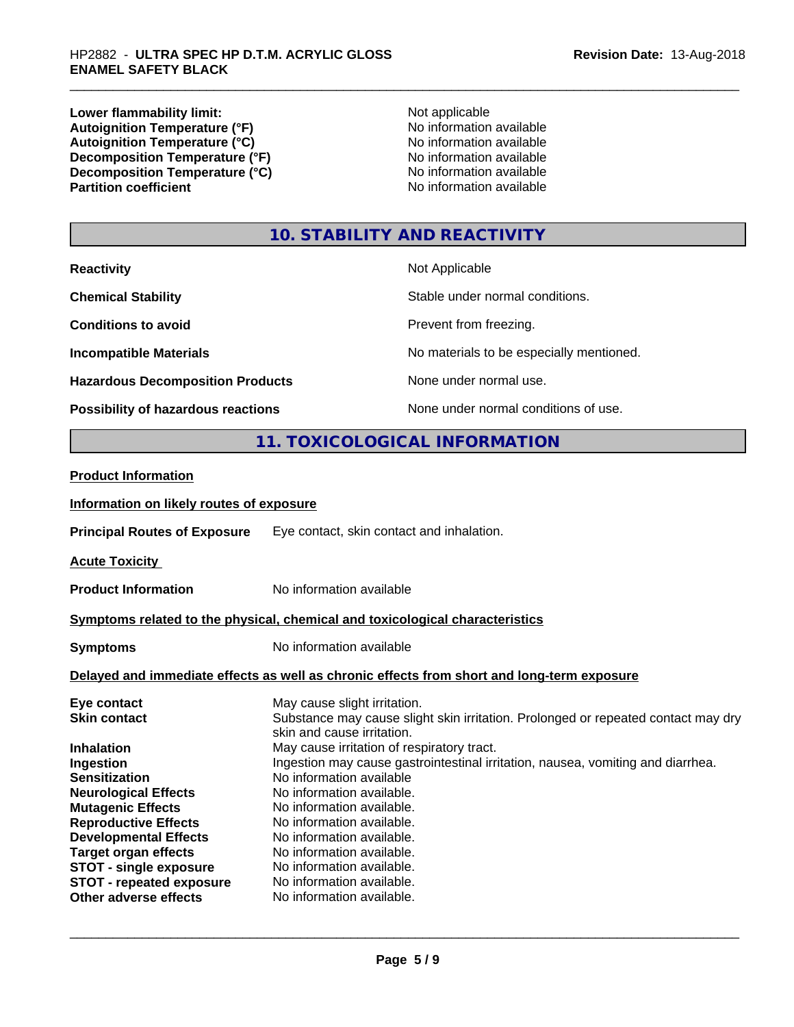| | |
|---|---|
| **Lower flammability limit:** | Not applicable |
| **Autoignition Temperature (°F)** | No information available |
| **Autoignition Temperature (°C)** | No information available |
| **Decomposition Temperature (°F)** | No information available |
| **Decomposition Temperature (°C)** | No information available |
| **Partition coefficient** | No information available |

## 10. STABILITY AND REACTIVITY

| | |
|---|---|
| **Reactivity** | Not Applicable |
| **Chemical Stability** | Stable under normal conditions. |
| **Conditions to avoid** | Prevent from freezing. |
| **Incompatible Materials** | No materials to be especially mentioned. |
| **Hazardous Decomposition Products** | None under normal use. |
| **Possibility of hazardous reactions** | None under normal conditions of use. |

## 11. TOXICOLOGICAL INFORMATION

**Product Information**

**Information on likely routes of exposure**

**Principal Routes of Exposure** Eye contact, skin contact and inhalation.

**Acute Toxicity**

**Product Information** No information available

**Symptoms related to the physical, chemical and toxicological characteristics**

**Symptoms** No information available

**Delayed and immediate effects as well as chronic effects from short and long-term exposure**

| | |
|---|---|
| **Eye contact** | May cause slight irritation. |
| **Skin contact** | Substance may cause slight skin irritation. Prolonged or repeated contact may dry skin and cause irritation. |
| **Inhalation** | May cause irritation of respiratory tract. |
| **Ingestion** | Ingestion may cause gastrointestinal irritation, nausea, vomiting and diarrhea. |
| **Sensitization** | No information available |
| **Neurological Effects** | No information available. |
| **Mutagenic Effects** | No information available. |
| **Reproductive Effects** | No information available. |
| **Developmental Effects** | No information available. |
| **Target organ effects** | No information available. |
| **STOT - single exposure** | No information available. |
| **STOT - repeated exposure** | No information available. |
| **Other adverse effects** | No information available. |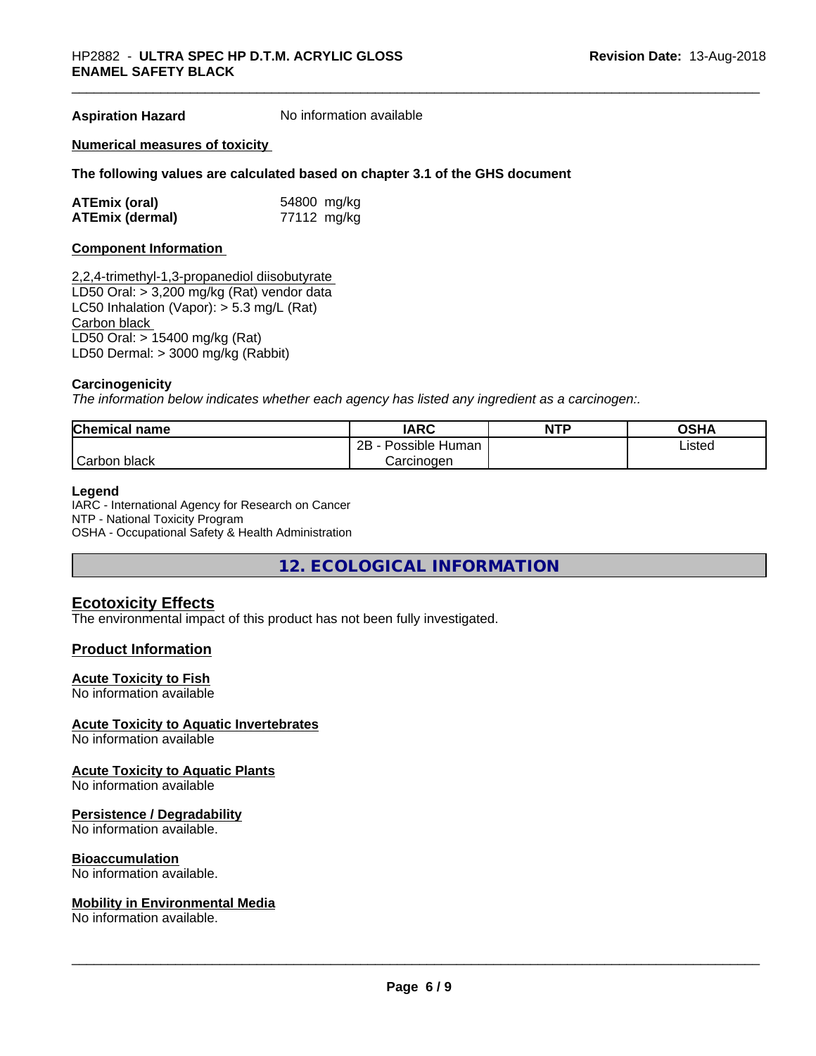**Aspiration Hazard** No information available

**Numerical measures of toxicity**

**The following values are calculated based on chapter 3.1 of the GHS document**

**ATEmix (oral)** 54800 mg/kg
**ATEmix (dermal)** 77112 mg/kg

**Component Information**

2,2,4-trimethyl-1,3-propanediol diisobutyrate
LD50 Oral: > 3,200 mg/kg (Rat) vendor data
LC50 Inhalation (Vapor): > 5.3 mg/L (Rat)
Carbon black
LD50 Oral: > 15400 mg/kg (Rat)
LD50 Dermal: > 3000 mg/kg (Rabbit)

**Carcinogenicity**

*The information below indicates whether each agency has listed any ingredient as a carcinogen:.*

| Chemical name | IARC | NTP | OSHA |
|---|---|---|---|
| Carbon black | 2B - Possible Human Carcinogen | | Listed |

**Legend**
IARC - International Agency for Research on Cancer
NTP - National Toxicity Program
OSHA - Occupational Safety & Health Administration

## 12. ECOLOGICAL INFORMATION

### Ecotoxicity Effects

The environmental impact of this product has not been fully investigated.

### Product Information

**Acute Toxicity to Fish**
No information available

**Acute Toxicity to Aquatic Invertebrates**
No information available

**Acute Toxicity to Aquatic Plants**
No information available

**Persistence / Degradability**
No information available.

**Bioaccumulation**
No information available.

**Mobility in Environmental Media**
No information available.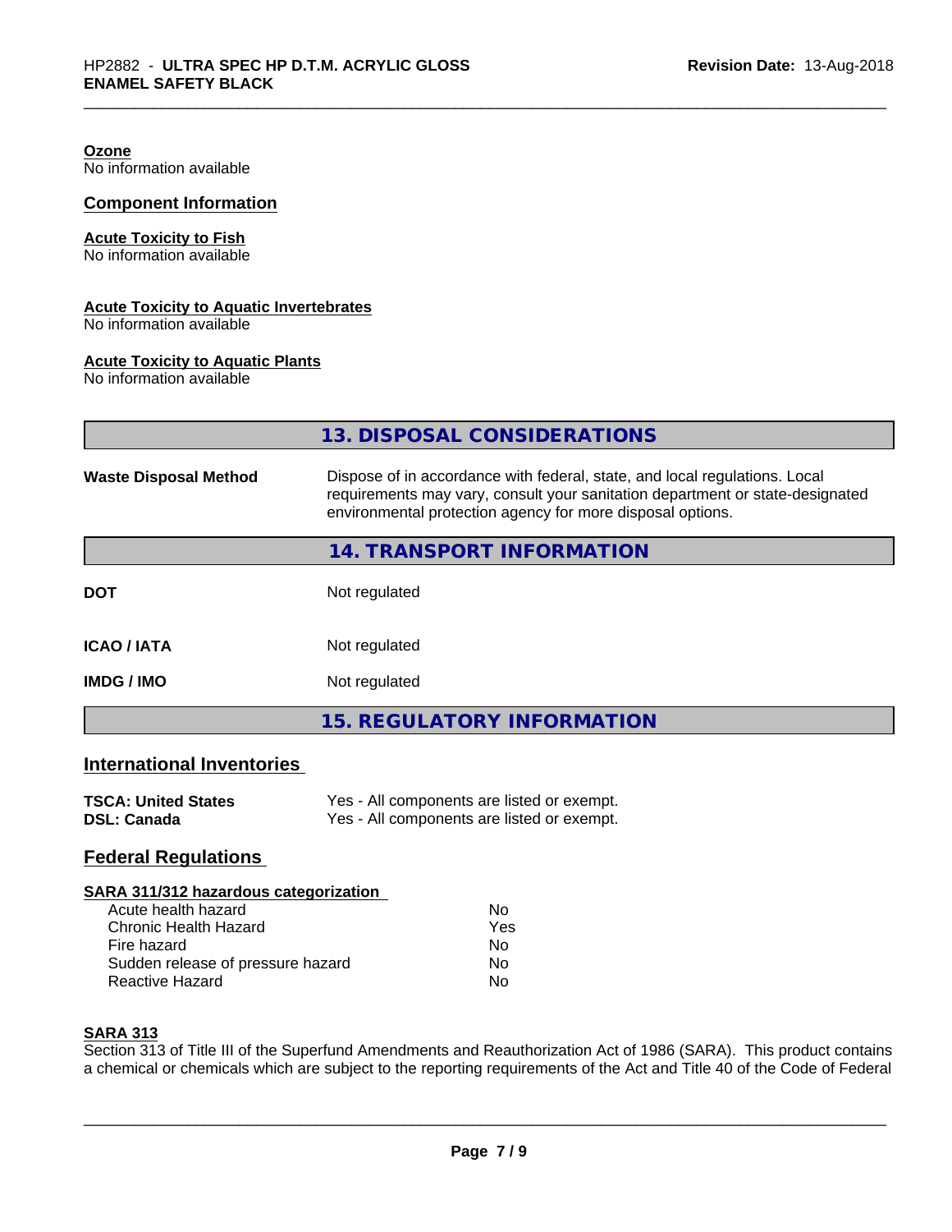**Ozone**
No information available

## Component Information

**Acute Toxicity to Fish**
No information available

**Acute Toxicity to Aquatic Invertebrates**
No information available

**Acute Toxicity to Aquatic Plants**
No information available

## 13. DISPOSAL CONSIDERATIONS

| | |
|---|---|
| **Waste Disposal Method** | Dispose of in accordance with federal, state, and local regulations. Local requirements may vary, consult your sanitation department or state-designated environmental protection agency for more disposal options. |

## 14. TRANSPORT INFORMATION

| | |
|---|---|
| **DOT** | Not regulated |
| **ICAO / IATA** | Not regulated |
| **IMDG / IMO** | Not regulated |

## 15. REGULATORY INFORMATION

### International Inventories

| | |
|---|---|
| **TSCA: United States** | Yes - All components are listed or exempt. |
| **DSL: Canada** | Yes - All components are listed or exempt. |

### Federal Regulations

**SARA 311/312 hazardous categorization**

| | |
|---|---|
| Acute health hazard | No |
| Chronic Health Hazard | Yes |
| Fire hazard | No |
| Sudden release of pressure hazard | No |
| Reactive Hazard | No |

**SARA 313**
Section 313 of Title III of the Superfund Amendments and Reauthorization Act of 1986 (SARA). This product contains a chemical or chemicals which are subject to the reporting requirements of the Act and Title 40 of the Code of Federal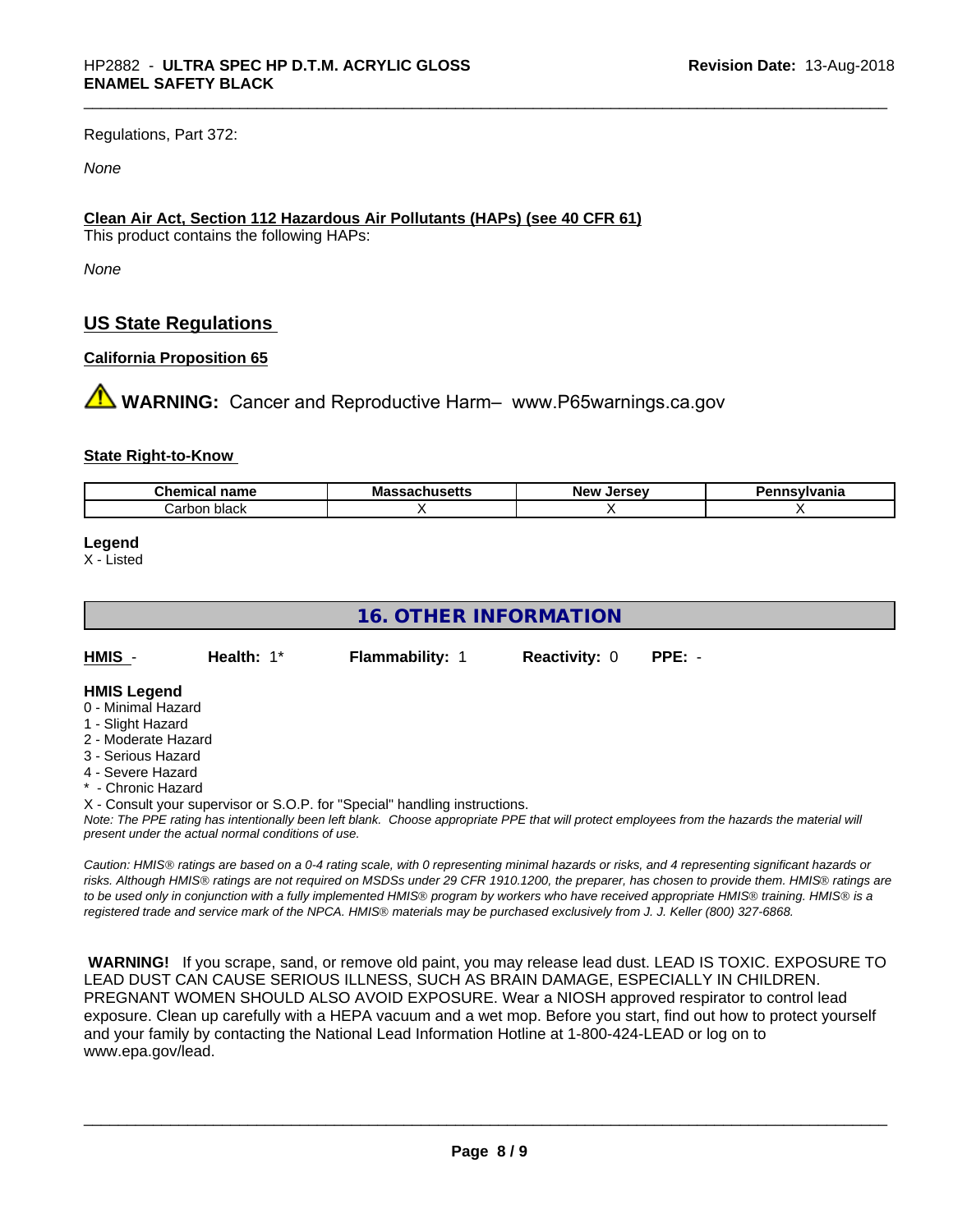Regulations, Part 372:

*None*

**Clean Air Act, Section 112 Hazardous Air Pollutants (HAPs) (see 40 CFR 61)**

This product contains the following HAPs:

*None*

## US State Regulations

**California Proposition 65**

⚠ **WARNING:** Cancer and Reproductive Harm– www.P65warnings.ca.gov

**State Right-to-Know**

| Chemical name | Massachusetts | New Jersey | Pennsylvania |
| --- | --- | --- | --- |
| Carbon black | X | X | X |

**Legend**

X - Listed

## 16. OTHER INFORMATION

**HMIS** - **Health:** 1* **Flammability:** 1 **Reactivity:** 0 **PPE:** -

**HMIS Legend**

0 - Minimal Hazard
1 - Slight Hazard
2 - Moderate Hazard
3 - Serious Hazard
4 - Severe Hazard
* - Chronic Hazard
X - Consult your supervisor or S.O.P. for "Special" handling instructions.

*Note: The PPE rating has intentionally been left blank. Choose appropriate PPE that will protect employees from the hazards the material will present under the actual normal conditions of use.*

*Caution: HMIS® ratings are based on a 0-4 rating scale, with 0 representing minimal hazards or risks, and 4 representing significant hazards or risks. Although HMIS® ratings are not required on MSDSs under 29 CFR 1910.1200, the preparer, has chosen to provide them. HMIS® ratings are to be used only in conjunction with a fully implemented HMIS® program by workers who have received appropriate HMIS® training. HMIS® is a registered trade and service mark of the NPCA. HMIS® materials may be purchased exclusively from J. J. Keller (800) 327-6868.*

**WARNING!** If you scrape, sand, or remove old paint, you may release lead dust. LEAD IS TOXIC. EXPOSURE TO LEAD DUST CAN CAUSE SERIOUS ILLNESS, SUCH AS BRAIN DAMAGE, ESPECIALLY IN CHILDREN. PREGNANT WOMEN SHOULD ALSO AVOID EXPOSURE. Wear a NIOSH approved respirator to control lead exposure. Clean up carefully with a HEPA vacuum and a wet mop. Before you start, find out how to protect yourself and your family by contacting the National Lead Information Hotline at 1-800-424-LEAD or log on to www.epa.gov/lead.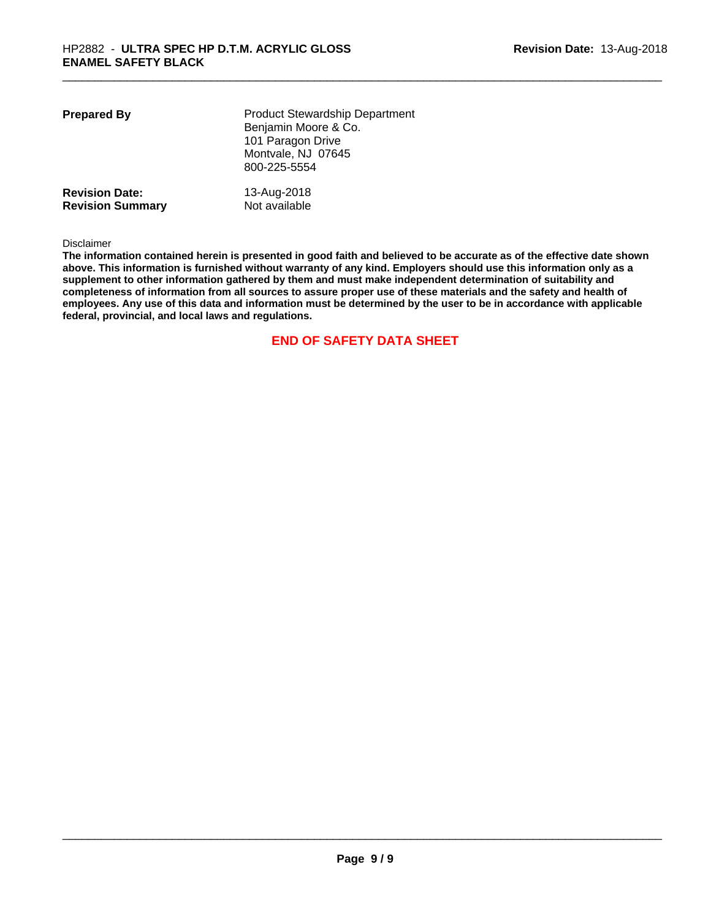| | |
|---|---|
| **Prepared By** | Product Stewardship Department<br>Benjamin Moore & Co.<br>101 Paragon Drive<br>Montvale, NJ 07645<br>800-225-5554 |
| **Revision Date:** | 13-Aug-2018 |
| **Revision Summary** | Not available |

Disclaimer

**The information contained herein is presented in good faith and believed to be accurate as of the effective date shown above. This information is furnished without warranty of any kind. Employers should use this information only as a supplement to other information gathered by them and must make independent determination of suitability and completeness of information from all sources to assure proper use of these materials and the safety and health of employees. Any use of this data and information must be determined by the user to be in accordance with applicable federal, provincial, and local laws and regulations.**

**END OF SAFETY DATA SHEET**